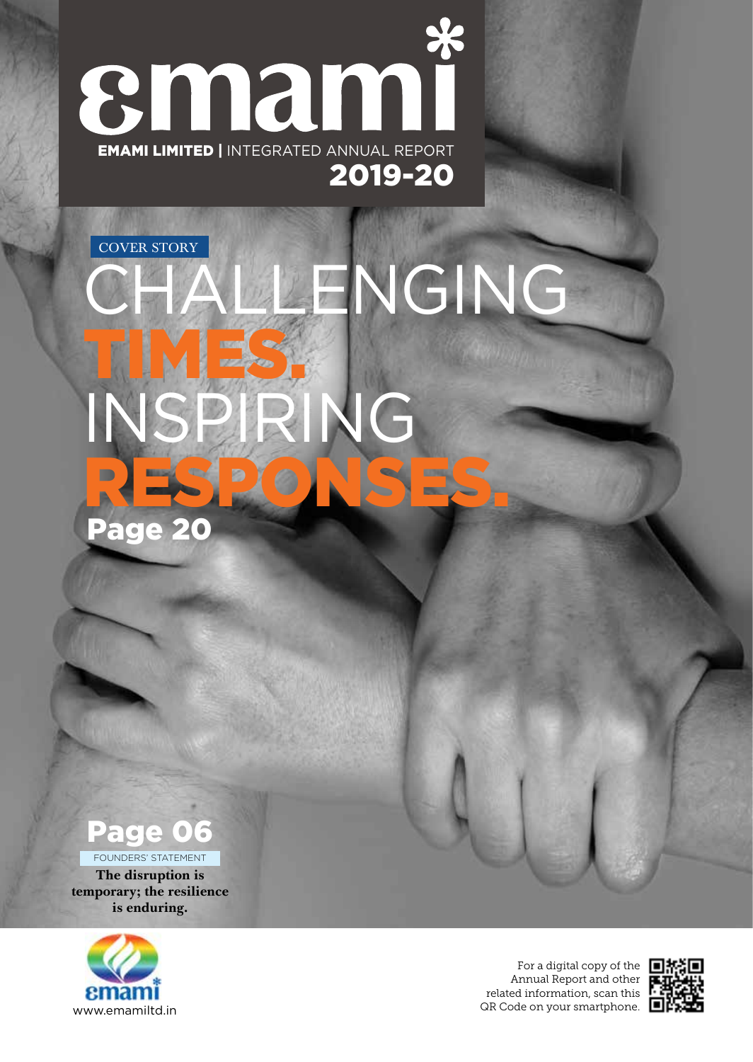# emami

**EMAMI LIMITED** | INTEGRATED ANNUAL REPORT

**2019-20**

COVER STORY

# CHALLENGING TIMES. INSPIRING RESPONSES.

**Page 20**

**Page 06**

FOUNDERS' STATEMENT

**The disruption is temporary; the resilience is enduring.**

emami

www.emamiltd.in

For a digital copy of the Annual Report and other related information, scan this QR Code on your smartphone.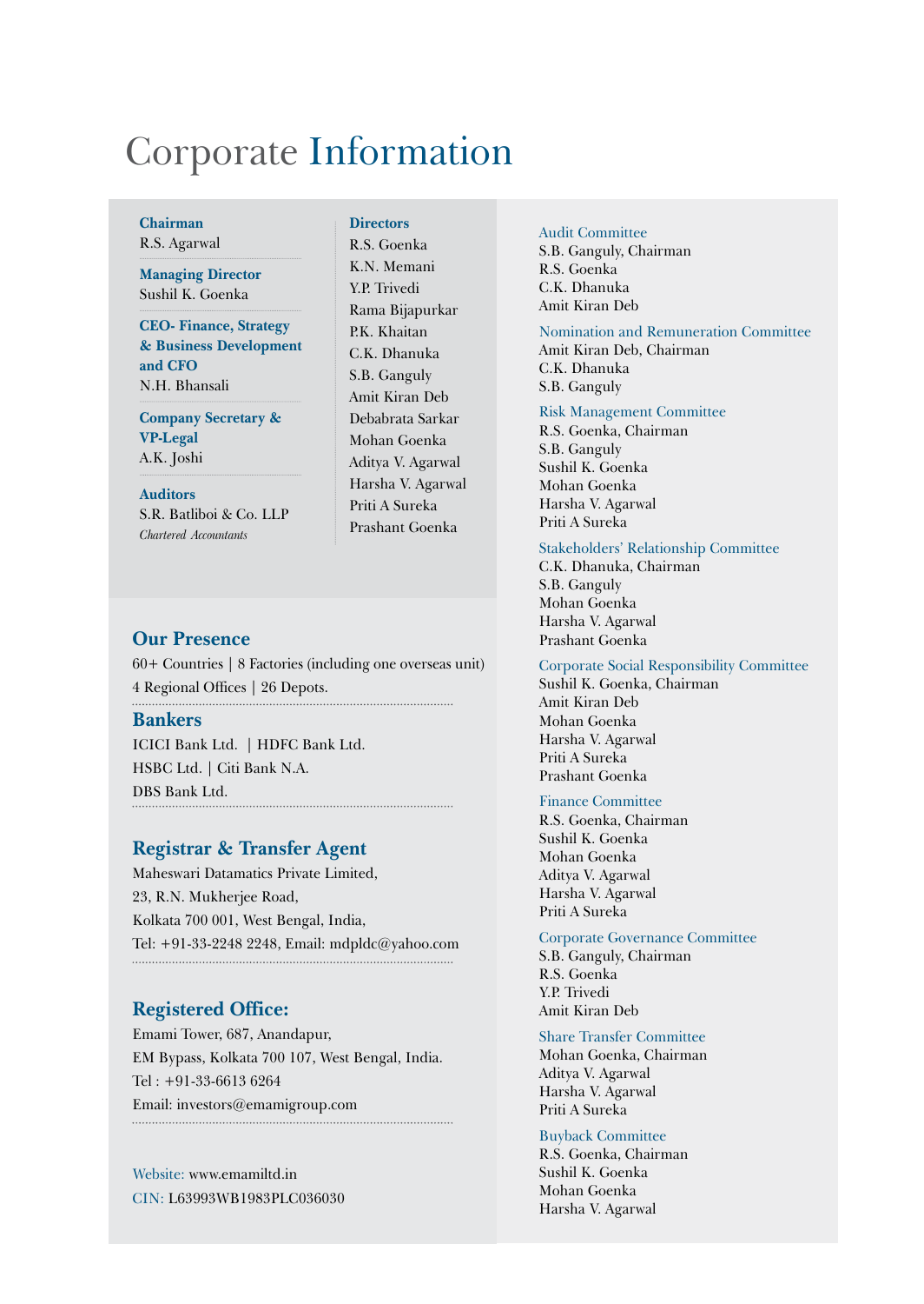# Corporate Information

**Chairman**
R.S. Agarwal

**Managing Director**
Sushil K. Goenka

**CEO- Finance, Strategy & Business Development and CFO**
N.H. Bhansali

**Company Secretary & VP-Legal**
A.K. Joshi

**Auditors**
S.R. Batliboi & Co. LLP
*Chartered Accountants*

**Directors**
R.S. Goenka
K.N. Memani
Y.P. Trivedi
Rama Bijapurkar
P.K. Khaitan
C.K. Dhanuka
S.B. Ganguly
Amit Kiran Deb
Debabrata Sarkar
Mohan Goenka
Aditya V. Agarwal
Harsha V. Agarwal
Priti A Sureka
Prashant Goenka

## Our Presence

60+ Countries | 8 Factories (including one overseas unit)
4 Regional Offices | 26 Depots.

## Bankers

ICICI Bank Ltd. | HDFC Bank Ltd.
HSBC Ltd. | Citi Bank N.A.
DBS Bank Ltd.

## Registrar & Transfer Agent

Maheswari Datamatics Private Limited,
23, R.N. Mukherjee Road,
Kolkata 700 001, West Bengal, India,
Tel: +91-33-2248 2248, Email: mdpldc@yahoo.com

## Registered Office:

Emami Tower, 687, Anandapur,
EM Bypass, Kolkata 700 107, West Bengal, India.
Tel : +91-33-6613 6264
Email: investors@emamigroup.com

Website: www.emamiltd.in
CIN: L63993WB1983PLC036030

### Audit Committee
S.B. Ganguly, Chairman
R.S. Goenka
C.K. Dhanuka
Amit Kiran Deb

### Nomination and Remuneration Committee
Amit Kiran Deb, Chairman
C.K. Dhanuka
S.B. Ganguly

### Risk Management Committee
R.S. Goenka, Chairman
S.B. Ganguly
Sushil K. Goenka
Mohan Goenka
Harsha V. Agarwal
Priti A Sureka

### Stakeholders' Relationship Committee
C.K. Dhanuka, Chairman
S.B. Ganguly
Mohan Goenka
Harsha V. Agarwal
Prashant Goenka

### Corporate Social Responsibility Committee
Sushil K. Goenka, Chairman
Amit Kiran Deb
Mohan Goenka
Harsha V. Agarwal
Priti A Sureka
Prashant Goenka

### Finance Committee
R.S. Goenka, Chairman
Sushil K. Goenka
Mohan Goenka
Aditya V. Agarwal
Harsha V. Agarwal
Priti A Sureka

### Corporate Governance Committee
S.B. Ganguly, Chairman
R.S. Goenka
Y.P. Trivedi
Amit Kiran Deb

### Share Transfer Committee
Mohan Goenka, Chairman
Aditya V. Agarwal
Harsha V. Agarwal
Priti A Sureka

### Buyback Committee
R.S. Goenka, Chairman
Sushil K. Goenka
Mohan Goenka
Harsha V. Agarwal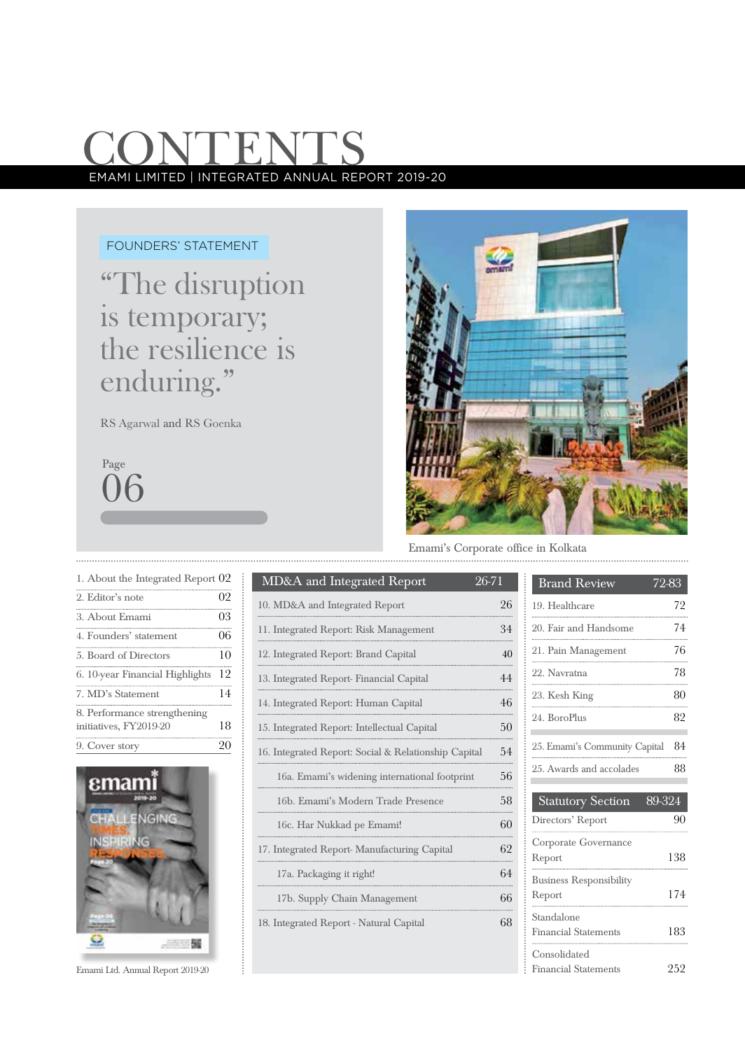# CONTENTS

EMAMI LIMITED | INTEGRATED ANNUAL REPORT 2019-20

FOUNDERS' STATEMENT

"The disruption is temporary; the resilience is enduring."

RS Agarwal and RS Goenka

Page 06

Emami's Corporate office in Kolkata

| | |
|---|---|
| 1. About the Integrated Report | 02 |
| 2. Editor's note | 02 |
| 3. About Emami | 03 |
| 4. Founders' statement | 06 |
| 5. Board of Directors | 10 |
| 6. 10-year Financial Highlights | 12 |
| 7. MD's Statement | 14 |
| 8. Performance strengthening initiatives, FY2019-20 | 18 |
| 9. Cover story | 20 |

Emami Ltd. Annual Report 2019-20

| MD&A and Integrated Report | 26-71 |
|---|---|
| 10. MD&A and Integrated Report | 26 |
| 11. Integrated Report: Risk Management | 34 |
| 12. Integrated Report: Brand Capital | 40 |
| 13. Integrated Report- Financial Capital | 44 |
| 14. Integrated Report: Human Capital | 46 |
| 15. Integrated Report: Intellectual Capital | 50 |
| 16. Integrated Report: Social & Relationship Capital | 54 |
| 16a. Emami's widening international footprint | 56 |
| 16b. Emami's Modern Trade Presence | 58 |
| 16c. Har Nukkad pe Emami! | 60 |
| 17. Integrated Report- Manufacturing Capital | 62 |
| 17a. Packaging it right! | 64 |
| 17b. Supply Chain Management | 66 |
| 18. Integrated Report - Natural Capital | 68 |

| Brand Review | 72-83 |
|---|---|
| 19. Healthcare | 72 |
| 20. Fair and Handsome | 74 |
| 21. Pain Management | 76 |
| 22. Navratna | 78 |
| 23. Kesh King | 80 |
| 24. BoroPlus | 82 |
| 25. Emami's Community Capital | 84 |
| 25. Awards and accolades | 88 |

| Statutory Section | 89-324 |
|---|---|
| Directors' Report | 90 |
| Corporate Governance Report | 138 |
| Business Responsibility Report | 174 |
| Standalone Financial Statements | 183 |
| Consolidated Financial Statements | 252 |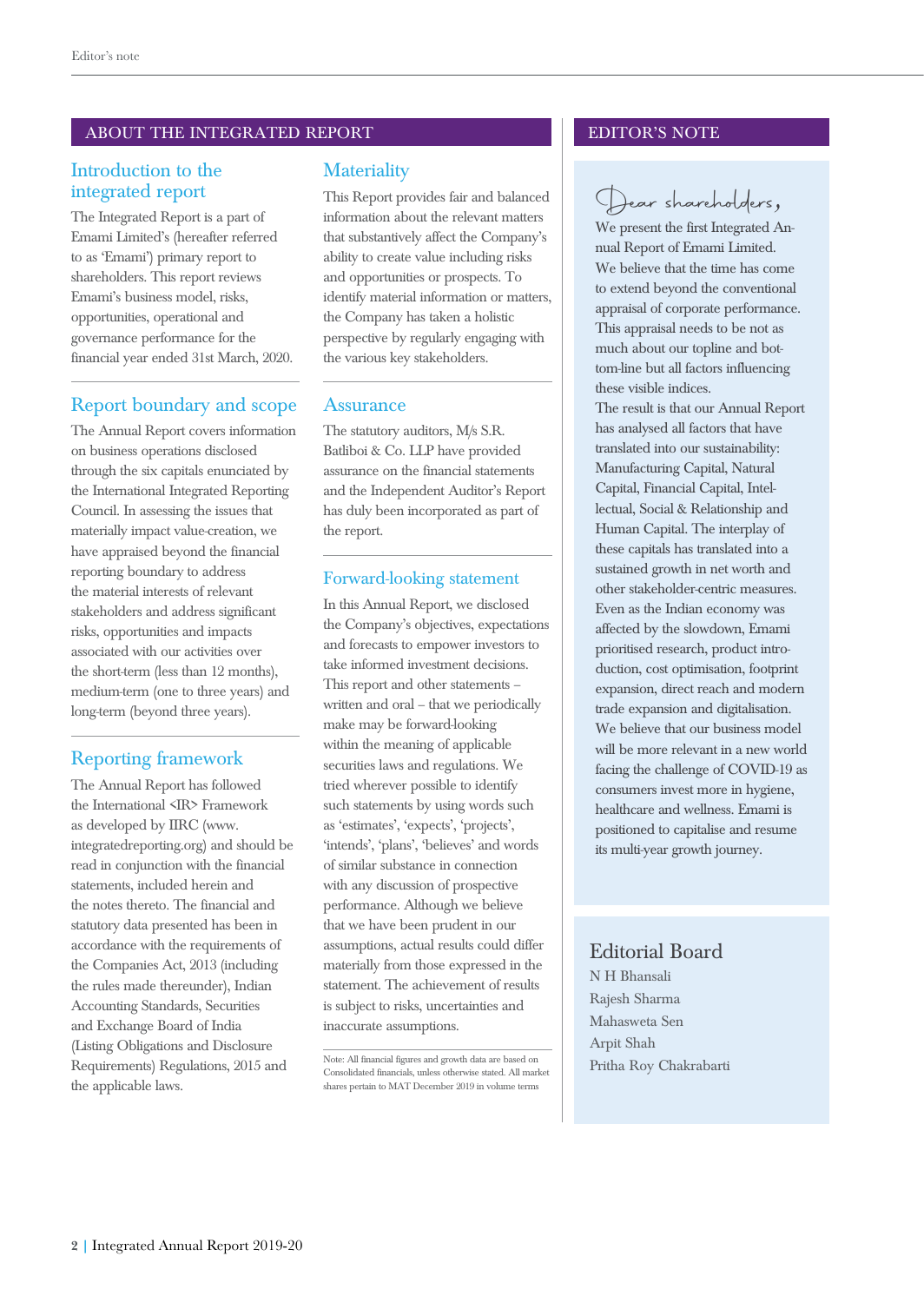## ABOUT THE INTEGRATED REPORT

### Introduction to the integrated report

The Integrated Report is a part of Emami Limited's (hereafter referred to as 'Emami') primary report to shareholders. This report reviews Emami's business model, risks, opportunities, operational and governance performance for the financial year ended 31st March, 2020.

### Report boundary and scope

The Annual Report covers information on business operations disclosed through the six capitals enunciated by the International Integrated Reporting Council. In assessing the issues that materially impact value-creation, we have appraised beyond the financial reporting boundary to address the material interests of relevant stakeholders and address significant risks, opportunities and impacts associated with our activities over the short-term (less than 12 months), medium-term (one to three years) and long-term (beyond three years).

### Reporting framework

The Annual Report has followed the International <IR> Framework as developed by IIRC (www.integratedreporting.org) and should be read in conjunction with the financial statements, included herein and the notes thereto. The financial and statutory data presented has been in accordance with the requirements of the Companies Act, 2013 (including the rules made thereunder), Indian Accounting Standards, Securities and Exchange Board of India (Listing Obligations and Disclosure Requirements) Regulations, 2015 and the applicable laws.

### Materiality

This Report provides fair and balanced information about the relevant matters that substantively affect the Company's ability to create value including risks and opportunities or prospects. To identify material information or matters, the Company has taken a holistic perspective by regularly engaging with the various key stakeholders.

### Assurance

The statutory auditors, M/s S.R. Batliboi & Co. LLP have provided assurance on the financial statements and the Independent Auditor's Report has duly been incorporated as part of the report.

### Forward-looking statement

In this Annual Report, we disclosed the Company's objectives, expectations and forecasts to empower investors to take informed investment decisions. This report and other statements – written and oral – that we periodically make may be forward-looking within the meaning of applicable securities laws and regulations. We tried wherever possible to identify such statements by using words such as 'estimates', 'expects', 'projects', 'intends', 'plans', 'believes' and words of similar substance in connection with any discussion of prospective performance. Although we believe that we have been prudent in our assumptions, actual results could differ materially from those expressed in the statement. The achievement of results is subject to risks, uncertainties and inaccurate assumptions.

Note: All financial figures and growth data are based on Consolidated financials, unless otherwise stated. All market shares pertain to MAT December 2019 in volume terms

## EDITOR'S NOTE

*Dear shareholders,*

We present the first Integrated Annual Report of Emami Limited. We believe that the time has come to extend beyond the conventional appraisal of corporate performance. This appraisal needs to be not as much about our topline and bottom-line but all factors influencing these visible indices.

The result is that our Annual Report has analysed all factors that have translated into our sustainability: Manufacturing Capital, Natural Capital, Financial Capital, Intellectual, Social & Relationship and Human Capital. The interplay of these capitals has translated into a sustained growth in net worth and other stakeholder-centric measures.

Even as the Indian economy was affected by the slowdown, Emami prioritised research, product introduction, cost optimisation, footprint expansion, direct reach and modern trade expansion and digitalisation. We believe that our business model will be more relevant in a new world facing the challenge of COVID-19 as consumers invest more in hygiene, healthcare and wellness. Emami is positioned to capitalise and resume its multi-year growth journey.

### Editorial Board

N H Bhansali
Rajesh Sharma
Mahasweta Sen
Arpit Shah
Pritha Roy Chakrabarti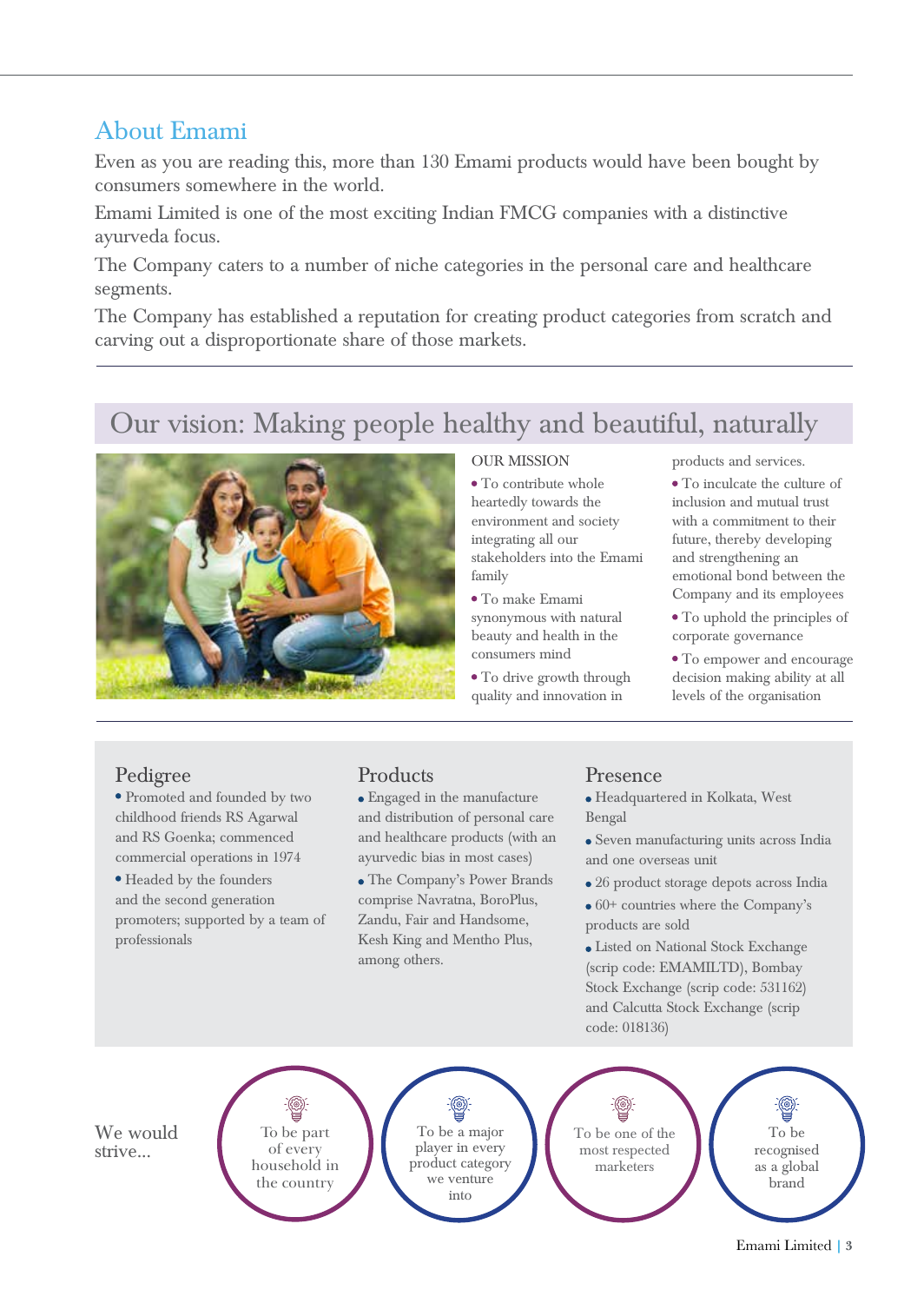## About Emami

Even as you are reading this, more than 130 Emami products would have been bought by consumers somewhere in the world.

Emami Limited is one of the most exciting Indian FMCG companies with a distinctive ayurveda focus.

The Company caters to a number of niche categories in the personal care and healthcare segments.

The Company has established a reputation for creating product categories from scratch and carving out a disproportionate share of those markets.

## Our vision: Making people healthy and beautiful, naturally

OUR MISSION

- To contribute whole heartedly towards the environment and society integrating all our stakeholders into the Emami family
- To make Emami synonymous with natural beauty and health in the consumers mind
- To drive growth through quality and innovation in products and services.
- To inculcate the culture of inclusion and mutual trust with a commitment to their future, thereby developing and strengthening an emotional bond between the Company and its employees
- To uphold the principles of corporate governance
- To empower and encourage decision making ability at all levels of the organisation

### Pedigree

- Promoted and founded by two childhood friends RS Agarwal and RS Goenka; commenced commercial operations in 1974
- Headed by the founders and the second generation promoters; supported by a team of professionals

### Products

- Engaged in the manufacture and distribution of personal care and healthcare products (with an ayurvedic bias in most cases)
- The Company's Power Brands comprise Navratna, BoroPlus, Zandu, Fair and Handsome, Kesh King and Mentho Plus, among others.

### Presence

- Headquartered in Kolkata, West Bengal
- Seven manufacturing units across India and one overseas unit
- 26 product storage depots across India
- 60+ countries where the Company's products are sold
- Listed on National Stock Exchange (scrip code: EMAMILTD), Bombay Stock Exchange (scrip code: 531162) and Calcutta Stock Exchange (scrip code: 018136)

We would strive...

- To be part of every household in the country
- To be a major player in every product category we venture into
- To be one of the most respected marketers
- To be recognised as a global brand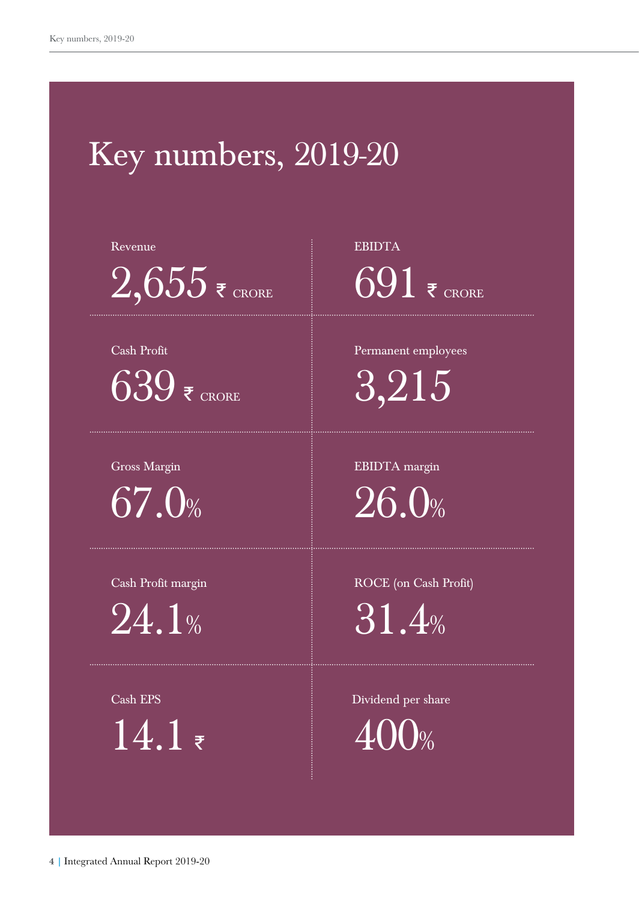# Key numbers, 2019-20

| Metric | Value |
| --- | --- |
| Revenue | 2,655 ₹ CRORE |
| EBIDTA | 691 ₹ CRORE |
| Cash Profit | 639 ₹ CRORE |
| Permanent employees | 3,215 |
| Gross Margin | 67.0% |
| EBIDTA margin | 26.0% |
| Cash Profit margin | 24.1% |
| ROCE (on Cash Profit) | 31.4% |
| Cash EPS | 14.1 ₹ |
| Dividend per share | 400% |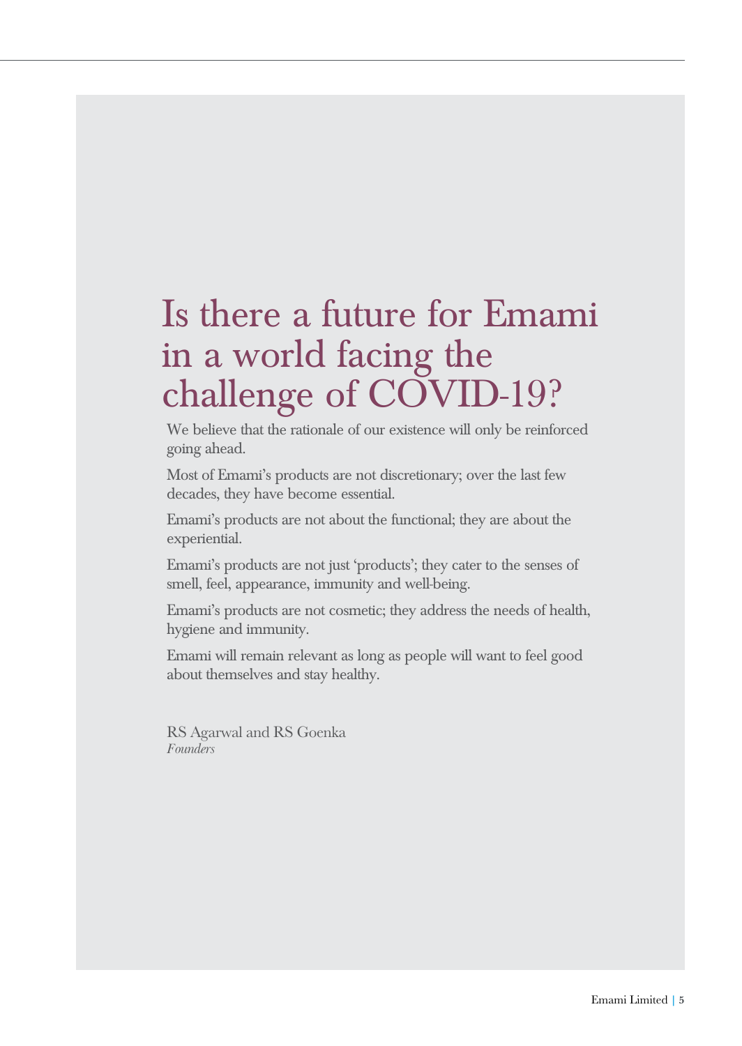# Is there a future for Emami in a world facing the challenge of COVID-19?

We believe that the rationale of our existence will only be reinforced going ahead.

Most of Emami's products are not discretionary; over the last few decades, they have become essential.

Emami's products are not about the functional; they are about the experiential.

Emami's products are not just 'products'; they cater to the senses of smell, feel, appearance, immunity and well-being.

Emami's products are not cosmetic; they address the needs of health, hygiene and immunity.

Emami will remain relevant as long as people will want to feel good about themselves and stay healthy.

RS Agarwal and RS Goenka
*Founders*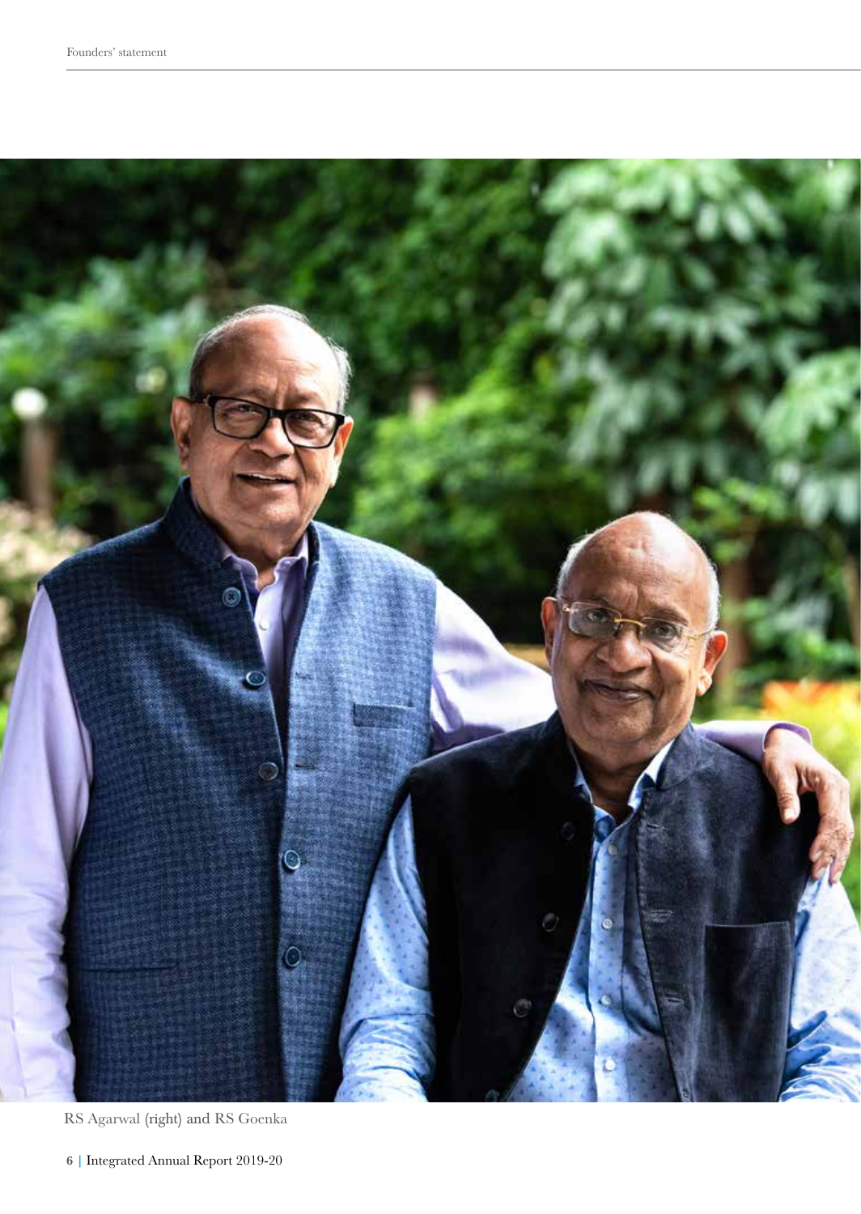RS Agarwal (right) and RS Goenka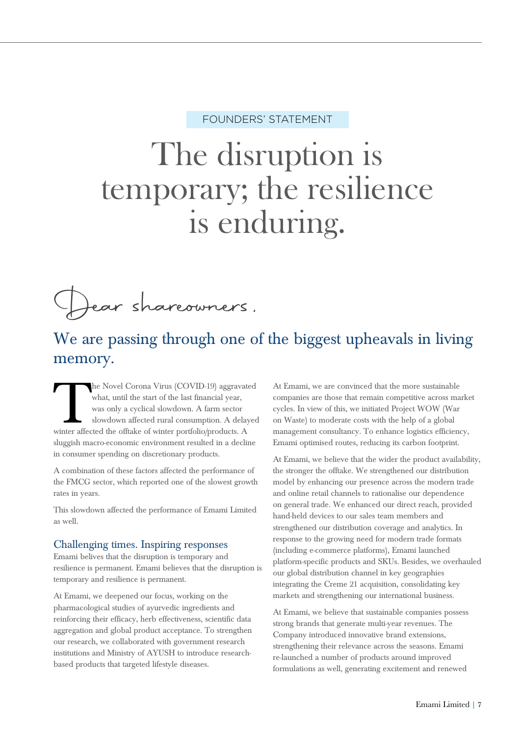FOUNDERS' STATEMENT

# The disruption is temporary; the resilience is enduring.

Dear shareowners,

## We are passing through one of the biggest upheavals in living memory.

The Novel Corona Virus (COVID-19) aggravated what, until the start of the last financial year, was only a cyclical slowdown. A farm sector slowdown affected rural consumption. A delayed winter affected the offtake of winter portfolio/products. A sluggish macro-economic environment resulted in a decline in consumer spending on discretionary products.

A combination of these factors affected the performance of the FMCG sector, which reported one of the slowest growth rates in years.

This slowdown affected the performance of Emami Limited as well.

### Challenging times. Inspiring responses

Emami belives that the disruption is temporary and resilience is permanent. Emami believes that the disruption is temporary and resilience is permanent.

At Emami, we deepened our focus, working on the pharmacological studies of ayurvedic ingredients and reinforcing their efficacy, herb effectiveness, scientific data aggregation and global product acceptance. To strengthen our research, we collaborated with government research institutions and Ministry of AYUSH to introduce research-based products that targeted lifestyle diseases.

At Emami, we are convinced that the more sustainable companies are those that remain competitive across market cycles. In view of this, we initiated Project WOW (War on Waste) to moderate costs with the help of a global management consultancy. To enhance logistics efficiency, Emami optimised routes, reducing its carbon footprint.

At Emami, we believe that the wider the product availability, the stronger the offtake. We strengthened our distribution model by enhancing our presence across the modern trade and online retail channels to rationalise our dependence on general trade. We enhanced our direct reach, provided hand-held devices to our sales team members and strengthened our distribution coverage and analytics. In response to the growing need for modern trade formats (including e-commerce platforms), Emami launched platform-specific products and SKUs. Besides, we overhauled our global distribution channel in key geographies integrating the Creme 21 acquisition, consolidating key markets and strengthening our international business.

At Emami, we believe that sustainable companies possess strong brands that generate multi-year revenues. The Company introduced innovative brand extensions, strengthening their relevance across the seasons. Emami re-launched a number of products around improved formulations as well, generating excitement and renewed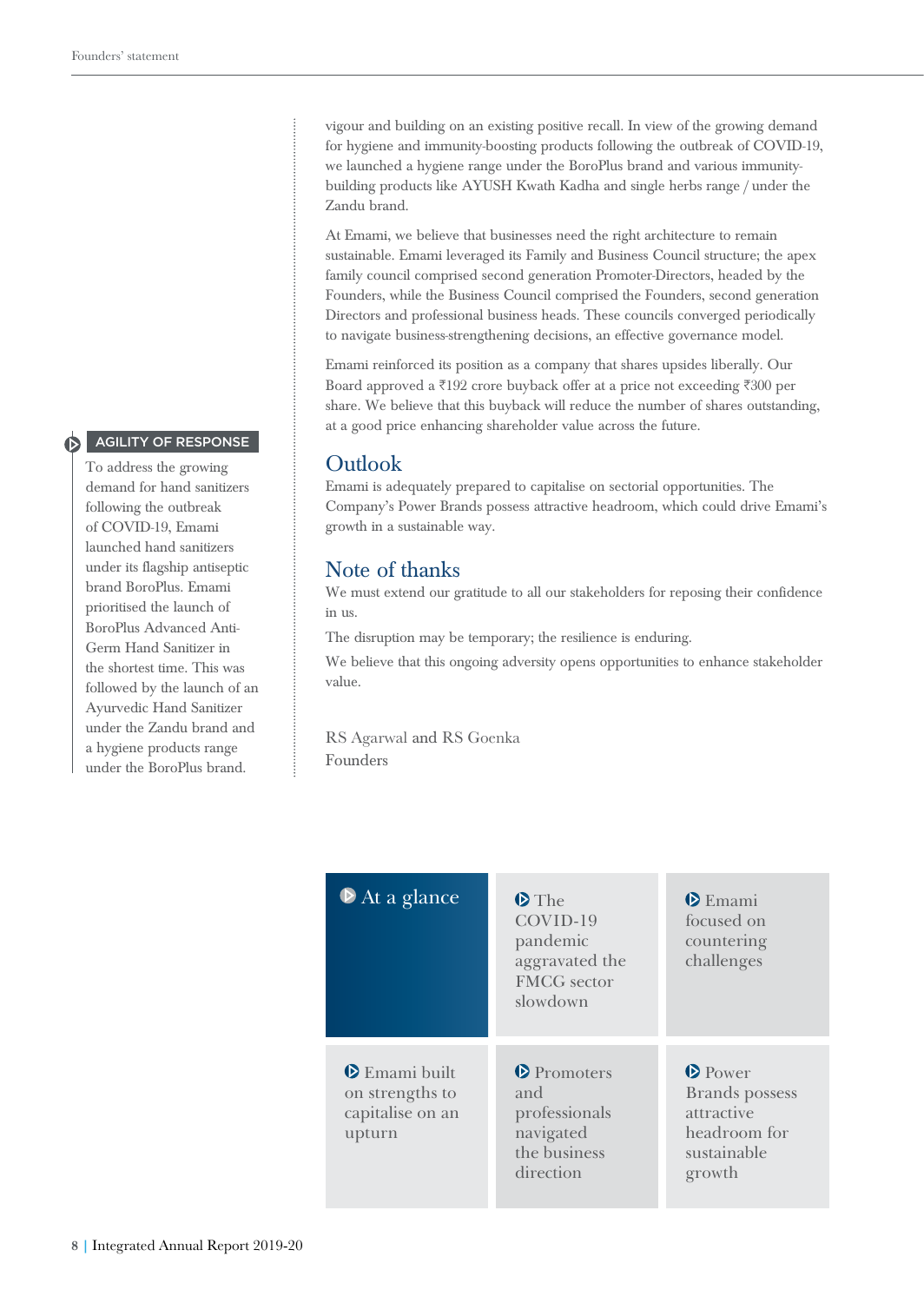vigour and building on an existing positive recall. In view of the growing demand for hygiene and immunity-boosting products following the outbreak of COVID-19, we launched a hygiene range under the BoroPlus brand and various immunity-building products like AYUSH Kwath Kadha and single herbs range / under the Zandu brand.

At Emami, we believe that businesses need the right architecture to remain sustainable. Emami leveraged its Family and Business Council structure; the apex family council comprised second generation Promoter-Directors, headed by the Founders, while the Business Council comprised the Founders, second generation Directors and professional business heads. These councils converged periodically to navigate business-strengthening decisions, an effective governance model.

Emami reinforced its position as a company that shares upsides liberally. Our Board approved a ₹192 crore buyback offer at a price not exceeding ₹300 per share. We believe that this buyback will reduce the number of shares outstanding, at a good price enhancing shareholder value across the future.

## Outlook

Emami is adequately prepared to capitalise on sectorial opportunities. The Company's Power Brands possess attractive headroom, which could drive Emami's growth in a sustainable way.

## Note of thanks

We must extend our gratitude to all our stakeholders for reposing their confidence in us.

The disruption may be temporary; the resilience is enduring.

We believe that this ongoing adversity opens opportunities to enhance stakeholder value.

RS Agarwal and RS Goenka
Founders

### AGILITY OF RESPONSE

To address the growing demand for hand sanitizers following the outbreak of COVID-19, Emami launched hand sanitizers under its flagship antiseptic brand BoroPlus. Emami prioritised the launch of BoroPlus Advanced Anti-Germ Hand Sanitizer in the shortest time. This was followed by the launch of an Ayurvedic Hand Sanitizer under the Zandu brand and a hygiene products range under the BoroPlus brand.

### At a glance

- The COVID-19 pandemic aggravated the FMCG sector slowdown
- Emami focused on countering challenges
- Emami built on strengths to capitalise on an upturn
- Promoters and professionals navigated the business direction
- Power Brands possess attractive headroom for sustainable growth